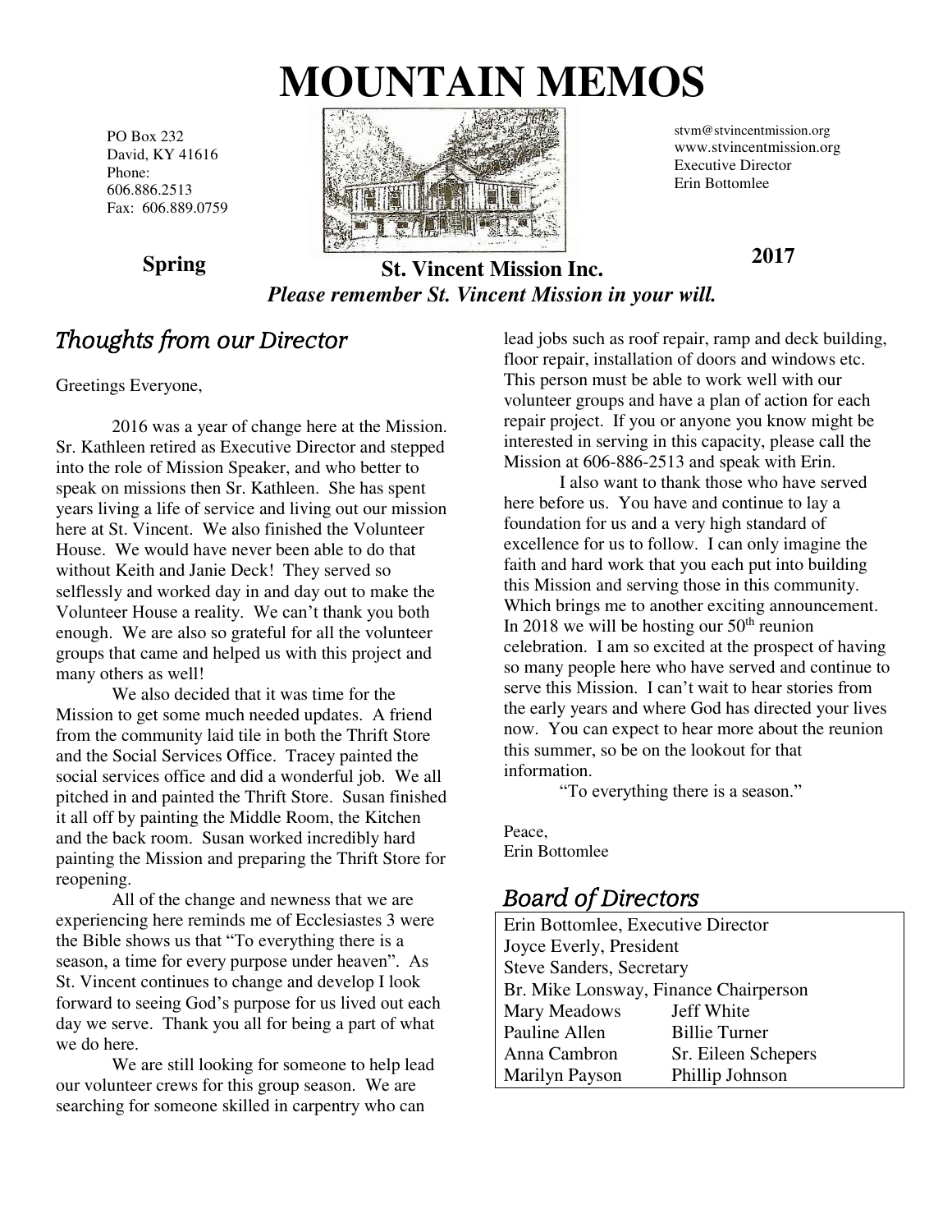# MOUNTAIN MEMOS

PO Box 232
David, KY 41616
Phone:
606.886.2513
Fax: 606.889.0759

stvm@stvincentmission.org
www.stvincentmission.org
Executive Director
Erin Bottomlee

**Spring** **2017**

**St. Vincent Mission Inc.**

***Please remember St. Vincent Mission in your will.***

## *Thoughts from our Director*

Greetings Everyone,

2016 was a year of change here at the Mission. Sr. Kathleen retired as Executive Director and stepped into the role of Mission Speaker, and who better to speak on missions then Sr. Kathleen. She has spent years living a life of service and living out our mission here at St. Vincent. We also finished the Volunteer House. We would have never been able to do that without Keith and Janie Deck! They served so selflessly and worked day in and day out to make the Volunteer House a reality. We can't thank you both enough. We are also so grateful for all the volunteer groups that came and helped us with this project and many others as well!

We also decided that it was time for the Mission to get some much needed updates. A friend from the community laid tile in both the Thrift Store and the Social Services Office. Tracey painted the social services office and did a wonderful job. We all pitched in and painted the Thrift Store. Susan finished it all off by painting the Middle Room, the Kitchen and the back room. Susan worked incredibly hard painting the Mission and preparing the Thrift Store for reopening.

All of the change and newness that we are experiencing here reminds me of Ecclesiastes 3 were the Bible shows us that "To everything there is a season, a time for every purpose under heaven". As St. Vincent continues to change and develop I look forward to seeing God's purpose for us lived out each day we serve. Thank you all for being a part of what we do here.

We are still looking for someone to help lead our volunteer crews for this group season. We are searching for someone skilled in carpentry who can lead jobs such as roof repair, ramp and deck building, floor repair, installation of doors and windows etc. This person must be able to work well with our volunteer groups and have a plan of action for each repair project. If you or anyone you know might be interested in serving in this capacity, please call the Mission at 606-886-2513 and speak with Erin.

I also want to thank those who have served here before us. You have and continue to lay a foundation for us and a very high standard of excellence for us to follow. I can only imagine the faith and hard work that you each put into building this Mission and serving those in this community. Which brings me to another exciting announcement. In 2018 we will be hosting our 50th reunion celebration. I am so excited at the prospect of having so many people here who have served and continue to serve this Mission. I can't wait to hear stories from the early years and where God has directed your lives now. You can expect to hear more about the reunion this summer, so be on the lookout for that information.

"To everything there is a season."

Peace,
Erin Bottomlee

## *Board of Directors*

| Erin Bottomlee, Executive Director | |
|---|---|
| Joyce Everly, President | |
| Steve Sanders, Secretary | |
| Br. Mike Lonsway, Finance Chairperson | |
| Mary Meadows | Jeff White |
| Pauline Allen | Billie Turner |
| Anna Cambron | Sr. Eileen Schepers |
| Marilyn Payson | Phillip Johnson |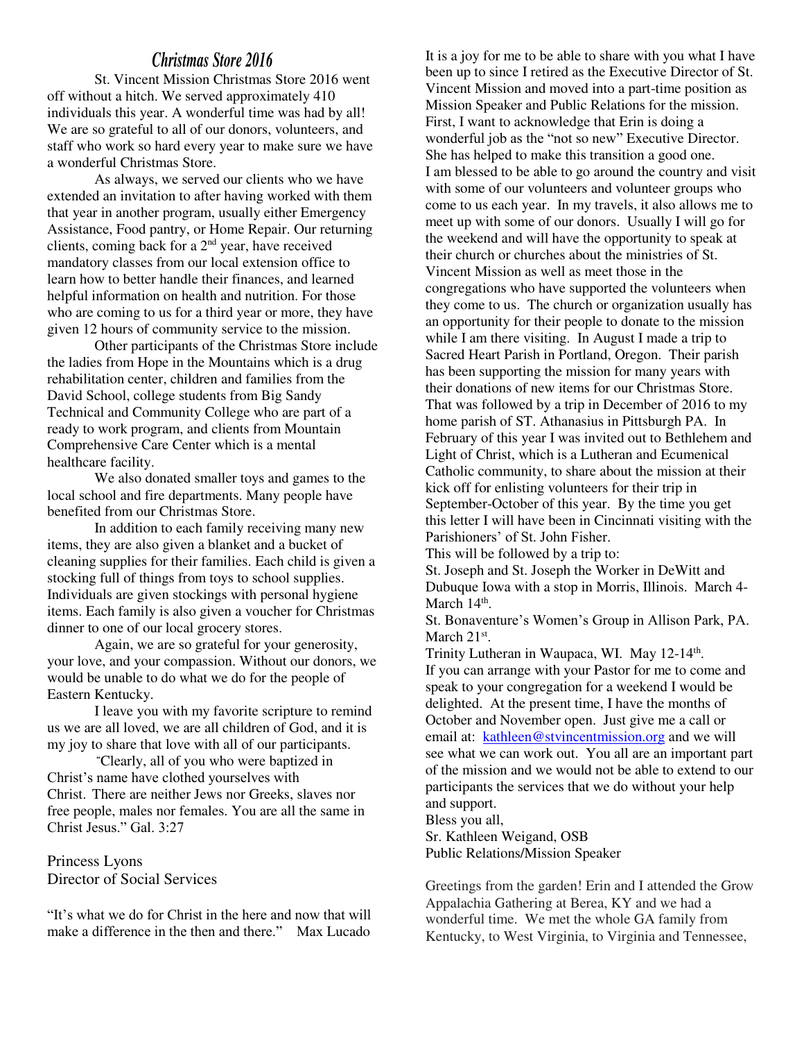## *Christmas Store 2016*

St. Vincent Mission Christmas Store 2016 went off without a hitch. We served approximately 410 individuals this year. A wonderful time was had by all! We are so grateful to all of our donors, volunteers, and staff who work so hard every year to make sure we have a wonderful Christmas Store.

As always, we served our clients who we have extended an invitation to after having worked with them that year in another program, usually either Emergency Assistance, Food pantry, or Home Repair. Our returning clients, coming back for a 2nd year, have received mandatory classes from our local extension office to learn how to better handle their finances, and learned helpful information on health and nutrition. For those who are coming to us for a third year or more, they have given 12 hours of community service to the mission.

Other participants of the Christmas Store include the ladies from Hope in the Mountains which is a drug rehabilitation center, children and families from the David School, college students from Big Sandy Technical and Community College who are part of a ready to work program, and clients from Mountain Comprehensive Care Center which is a mental healthcare facility.

We also donated smaller toys and games to the local school and fire departments. Many people have benefited from our Christmas Store.

In addition to each family receiving many new items, they are also given a blanket and a bucket of cleaning supplies for their families. Each child is given a stocking full of things from toys to school supplies. Individuals are given stockings with personal hygiene items. Each family is also given a voucher for Christmas dinner to one of our local grocery stores.

Again, we are so grateful for your generosity, your love, and your compassion. Without our donors, we would be unable to do what we do for the people of Eastern Kentucky.

I leave you with my favorite scripture to remind us we are all loved, we are all children of God, and it is my joy to share that love with all of our participants.

*"*Clearly, all of you who were baptized in Christ's name have clothed yourselves with Christ. There are neither Jews nor Greeks, slaves nor free people, males nor females. You are all the same in Christ Jesus." Gal. 3:27

Princess Lyons
Director of Social Services

"It's what we do for Christ in the here and now that will make a difference in the then and there." Max Lucado

It is a joy for me to be able to share with you what I have been up to since I retired as the Executive Director of St. Vincent Mission and moved into a part-time position as Mission Speaker and Public Relations for the mission. First, I want to acknowledge that Erin is doing a wonderful job as the "not so new" Executive Director. She has helped to make this transition a good one.
I am blessed to be able to go around the country and visit with some of our volunteers and volunteer groups who come to us each year. In my travels, it also allows me to meet up with some of our donors. Usually I will go for the weekend and will have the opportunity to speak at their church or churches about the ministries of St. Vincent Mission as well as meet those in the congregations who have supported the volunteers when they come to us. The church or organization usually has an opportunity for their people to donate to the mission while I am there visiting. In August I made a trip to Sacred Heart Parish in Portland, Oregon. Their parish has been supporting the mission for many years with their donations of new items for our Christmas Store. That was followed by a trip in December of 2016 to my home parish of ST. Athanasius in Pittsburgh PA. In February of this year I was invited out to Bethlehem and Light of Christ, which is a Lutheran and Ecumenical Catholic community, to share about the mission at their kick off for enlisting volunteers for their trip in September-October of this year. By the time you get this letter I will have been in Cincinnati visiting with the Parishioners' of St. John Fisher.
This will be followed by a trip to:
St. Joseph and St. Joseph the Worker in DeWitt and Dubuque Iowa with a stop in Morris, Illinois. March 4-March 14th.
St. Bonaventure's Women's Group in Allison Park, PA. March 21st.
Trinity Lutheran in Waupaca, WI. May 12-14th.
If you can arrange with your Pastor for me to come and speak to your congregation for a weekend I would be delighted. At the present time, I have the months of October and November open. Just give me a call or email at: kathleen@stvincentmission.org and we will see what we can work out. You all are an important part of the mission and we would not be able to extend to our participants the services that we do without your help and support.
Bless you all,
Sr. Kathleen Weigand, OSB
Public Relations/Mission Speaker

Greetings from the garden! Erin and I attended the Grow Appalachia Gathering at Berea, KY and we had a wonderful time. We met the whole GA family from Kentucky, to West Virginia, to Virginia and Tennessee,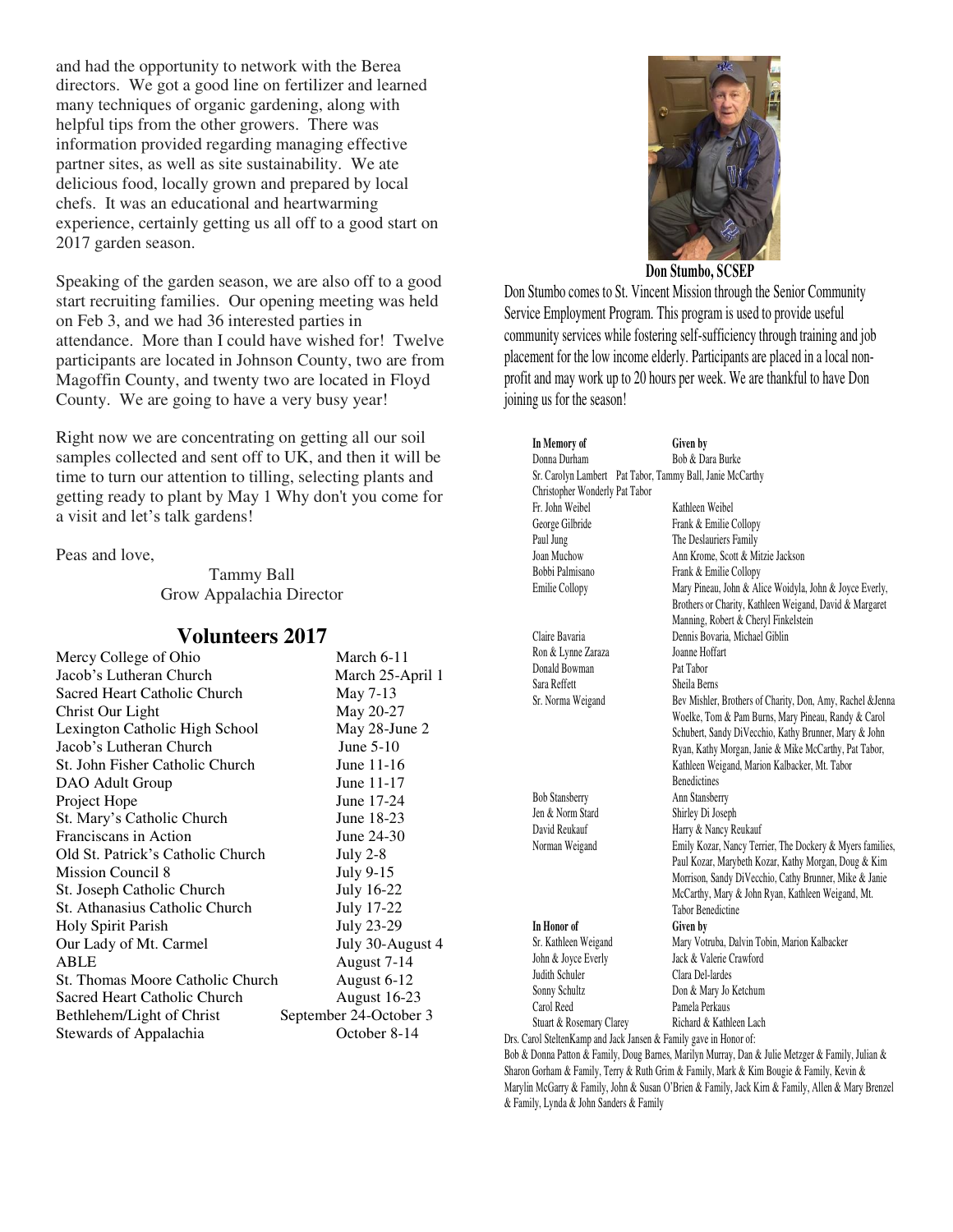and had the opportunity to network with the Berea directors. We got a good line on fertilizer and learned many techniques of organic gardening, along with helpful tips from the other growers. There was information provided regarding managing effective partner sites, as well as site sustainability. We ate delicious food, locally grown and prepared by local chefs. It was an educational and heartwarming experience, certainly getting us all off to a good start on 2017 garden season.

Speaking of the garden season, we are also off to a good start recruiting families. Our opening meeting was held on Feb 3, and we had 36 interested parties in attendance. More than I could have wished for! Twelve participants are located in Johnson County, two are from Magoffin County, and twenty two are located in Floyd County. We are going to have a very busy year!

Right now we are concentrating on getting all our soil samples collected and sent off to UK, and then it will be time to turn our attention to tilling, selecting plants and getting ready to plant by May 1 Why don't you come for a visit and let's talk gardens!

Peas and love,

Tammy Ball
Grow Appalachia Director

## Volunteers 2017

| | |
|---|---|
| Mercy College of Ohio | March 6-11 |
| Jacob's Lutheran Church | March 25-April 1 |
| Sacred Heart Catholic Church | May 7-13 |
| Christ Our Light | May 20-27 |
| Lexington Catholic High School | May 28-June 2 |
| Jacob's Lutheran Church | June 5-10 |
| St. John Fisher Catholic Church | June 11-16 |
| DAO Adult Group | June 11-17 |
| Project Hope | June 17-24 |
| St. Mary's Catholic Church | June 18-23 |
| Franciscans in Action | June 24-30 |
| Old St. Patrick's Catholic Church | July 2-8 |
| Mission Council 8 | July 9-15 |
| St. Joseph Catholic Church | July 16-22 |
| St. Athanasius Catholic Church | July 17-22 |
| Holy Spirit Parish | July 23-29 |
| Our Lady of Mt. Carmel | July 30-August 4 |
| ABLE | August 7-14 |
| St. Thomas Moore Catholic Church | August 6-12 |
| Sacred Heart Catholic Church | August 16-23 |
| Bethlehem/Light of Christ | September 24-October 3 |
| Stewards of Appalachia | October 8-14 |

**Don Stumbo, SCSEP**

Don Stumbo comes to St. Vincent Mission through the Senior Community Service Employment Program. This program is used to provide useful community services while fostering self-sufficiency through training and job placement for the low income elderly. Participants are placed in a local non-profit and may work up to 20 hours per week. We are thankful to have Don joining us for the season!

| **In Memory of** | **Given by** |
|---|---|
| Donna Durham | Bob & Dara Burke |
| Sr. Carolyn Lambert | Pat Tabor, Tammy Ball, Janie McCarthy |
| Christopher Wonderly | Pat Tabor |
| Fr. John Weibel | Kathleen Weibel |
| George Gilbride | Frank & Emilie Collopy |
| Paul Jung | The Deslauriers Family |
| Joan Muchow | Ann Krome, Scott & Mitzie Jackson |
| Bobbi Palmisano | Frank & Emilie Collopy |
| Emilie Collopy | Mary Pineau, John & Alice Woidyla, John & Joyce Everly, Brothers or Charity, Kathleen Weigand, David & Margaret Manning, Robert & Cheryl Finkelstein |
| Claire Bavaria | Dennis Bovaria, Michael Giblin |
| Ron & Lynne Zaraza | Joanne Hoffart |
| Donald Bowman | Pat Tabor |
| Sara Reffett | Sheila Berns |
| Sr. Norma Weigand | Bev Mishler, Brothers of Charity, Don, Amy, Rachel &Jenna Woelke, Tom & Pam Burns, Mary Pineau, Randy & Carol Schubert, Sandy DiVecchio, Kathy Brunner, Mary & John Ryan, Kathy Morgan, Janie & Mike McCarthy, Pat Tabor, Kathleen Weigand, Marion Kalbacker, Mt. Tabor Benedictines |
| Bob Stansberry | Ann Stansberry |
| Jen & Norm Stard | Shirley Di Joseph |
| David Reukauf | Harry & Nancy Reukauf |
| Norman Weigand | Emily Kozar, Nancy Terrier, The Dockery & Myers families, Paul Kozar, Marybeth Kozar, Kathy Morgan, Doug & Kim Morrison, Sandy DiVecchio, Cathy Brunner, Mike & Janie McCarthy, Mary & John Ryan, Kathleen Weigand, Mt. Tabor Benedictine |
| **In Honor of** | **Given by** |
| Sr. Kathleen Weigand | Mary Votruba, Dalvin Tobin, Marion Kalbacker |
| John & Joyce Everly | Jack & Valerie Crawford |
| Judith Schuler | Clara Del-lardes |
| Sonny Schultz | Don & Mary Jo Ketchum |
| Carol Reed | Pamela Perkaus |
| Stuart & Rosemary Clarey | Richard & Kathleen Lach |

Drs. Carol SteltenKamp and Jack Jansen & Family gave in Honor of:
Bob & Donna Patton & Family, Doug Barnes, Marilyn Murray, Dan & Julie Metzger & Family, Julian & Sharon Gorham & Family, Terry & Ruth Grim & Family, Mark & Kim Bougie & Family, Kevin & Marylin McGarry & Family, John & Susan O'Brien & Family, Jack Kim & Family, Allen & Mary Brenzel & Family, Lynda & John Sanders & Family